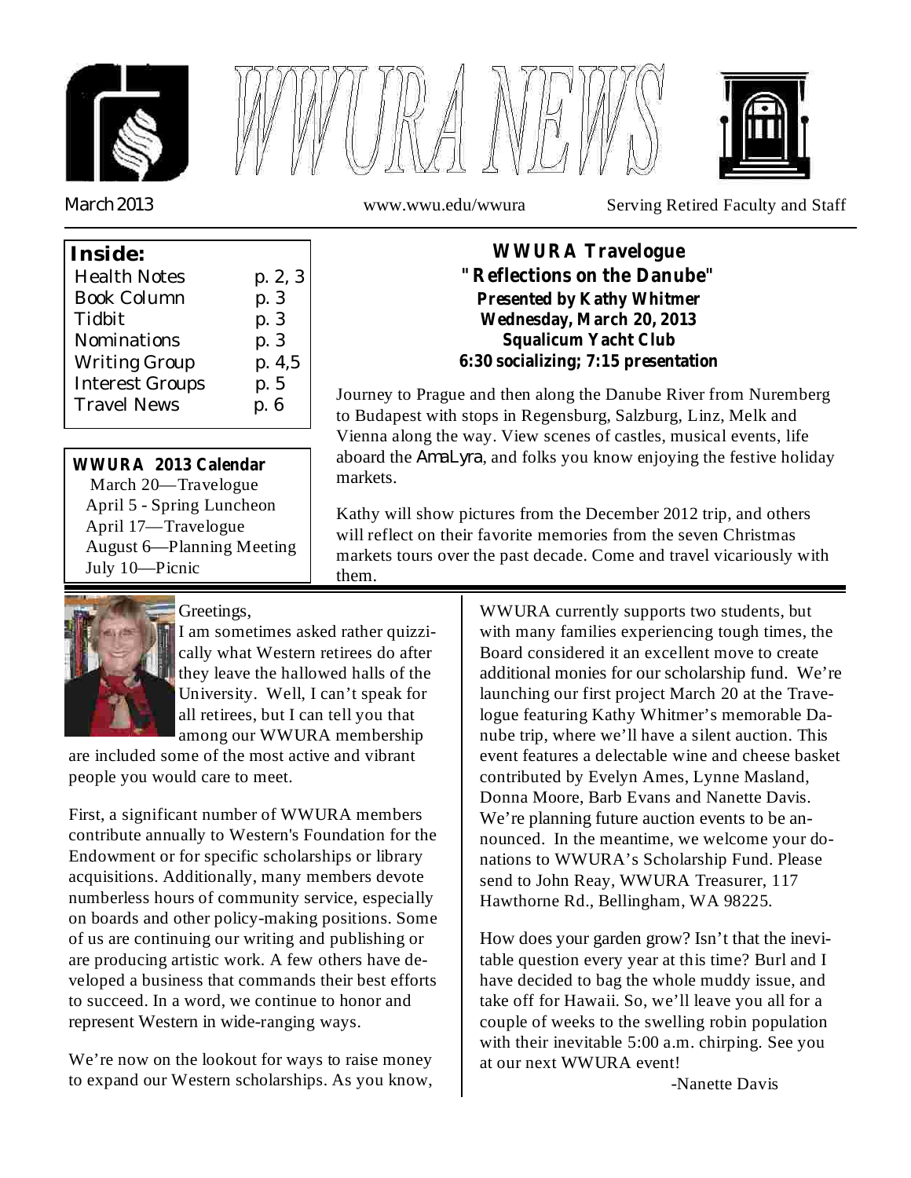# WWURA NEWS

March 2013 | www.wwu.edu/wwura | Serving Retired Faculty and Staff

**Inside:**

| | |
|---|---|
| Health Notes | p. 2, 3 |
| Book Column | p. 3 |
| Tidbit | p. 3 |
| Nominations | p. 3 |
| Writing Group | p. 4,5 |
| Interest Groups | p. 5 |
| Travel News | p. 6 |

**WWURA 2013 Calendar**

March 20—Travelogue
April 5 - Spring Luncheon
April 17—Travelogue
August 6—Planning Meeting
July 10—Picnic

## WWURA Travelogue
## "Reflections on the Danube"

**Presented by Kathy Whitmer**
**Wednesday, March 20, 2013**
**Squalicum Yacht Club**
**6:30 socializing; 7:15 presentation**

Journey to Prague and then along the Danube River from Nuremberg to Budapest with stops in Regensburg, Salzburg, Linz, Melk and Vienna along the way. View scenes of castles, musical events, life aboard the *AmaLyra*, and folks you know enjoying the festive holiday markets.

Kathy will show pictures from the December 2012 trip, and others will reflect on their favorite memories from the seven Christmas markets tours over the past decade. Come and travel vicariously with them.

Greetings,

I am sometimes asked rather quizzically what Western retirees do after they leave the hallowed halls of the University. Well, I can't speak for all retirees, but I can tell you that among our WWURA membership are included some of the most active and vibrant people you would care to meet.

First, a significant number of WWURA members contribute annually to Western's Foundation for the Endowment or for specific scholarships or library acquisitions. Additionally, many members devote numberless hours of community service, especially on boards and other policy-making positions. Some of us are continuing our writing and publishing or are producing artistic work. A few others have developed a business that commands their best efforts to succeed. In a word, we continue to honor and represent Western in wide-ranging ways.

We're now on the lookout for ways to raise money to expand our Western scholarships. As you know, WWURA currently supports two students, but with many families experiencing tough times, the Board considered it an excellent move to create additional monies for our scholarship fund. We're launching our first project March 20 at the Travelogue featuring Kathy Whitmer's memorable Danube trip, where we'll have a silent auction. This event features a delectable wine and cheese basket contributed by Evelyn Ames, Lynne Masland, Donna Moore, Barb Evans and Nanette Davis. We're planning future auction events to be announced. In the meantime, we welcome your donations to WWURA's Scholarship Fund. Please send to John Reay, WWURA Treasurer, 117 Hawthorne Rd., Bellingham, WA 98225.

How does your garden grow? Isn't that the inevitable question every year at this time? Burl and I have decided to bag the whole muddy issue, and take off for Hawaii. So, we'll leave you all for a couple of weeks to the swelling robin population with their inevitable 5:00 a.m. chirping. See you at our next WWURA event!

-Nanette Davis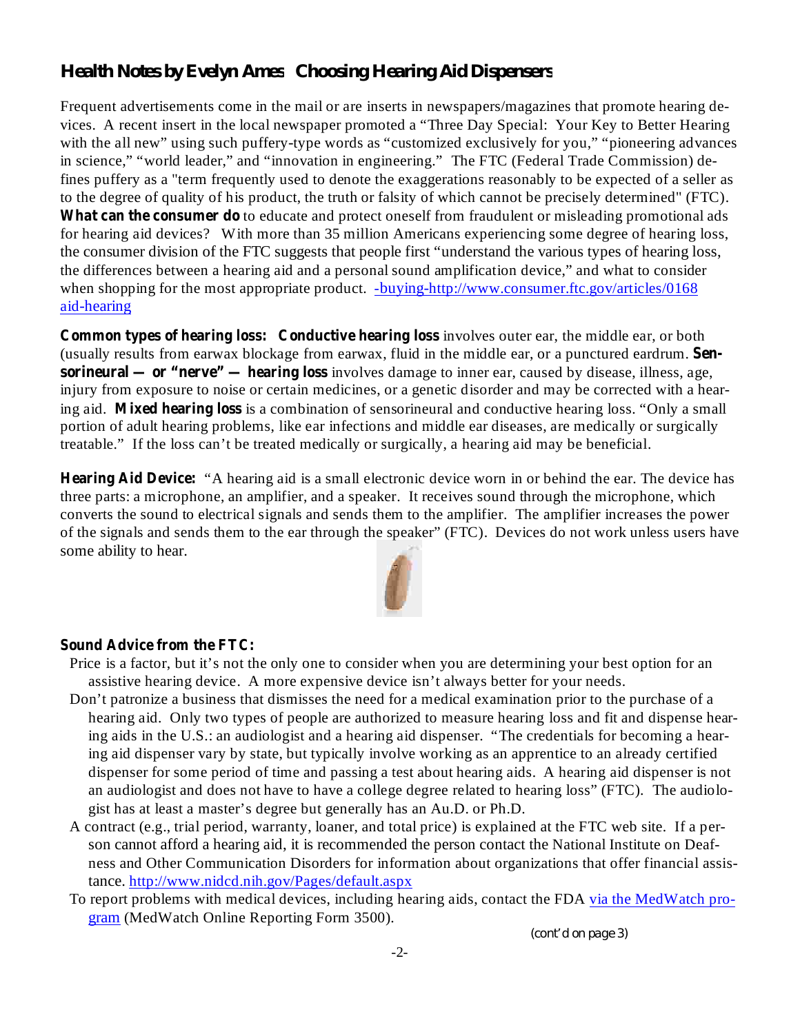## Health Notes by Evelyn Ames: Choosing Hearing Aid Dispensers

Frequent advertisements come in the mail or are inserts in newspapers/magazines that promote hearing devices. A recent insert in the local newspaper promoted a "Three Day Special: Your Key to Better Hearing with the all new" using such puffery-type words as "customized exclusively for you," "pioneering advances in science," "world leader," and "innovation in engineering." The FTC (Federal Trade Commission) defines puffery as a "term frequently used to denote the exaggerations reasonably to be expected of a seller as to the degree of quality of his product, the truth or falsity of which cannot be precisely determined" (FTC). **What can the consumer do** to educate and protect oneself from fraudulent or misleading promotional ads for hearing aid devices? With more than 35 million Americans experiencing some degree of hearing loss, the consumer division of the FTC suggests that people first "understand the various types of hearing loss, the differences between a hearing aid and a personal sound amplification device," and what to consider when shopping for the most appropriate product. -buying-http://www.consumer.ftc.gov/articles/0168 aid-hearing

**Common types of hearing loss: Conductive hearing loss** involves outer ear, the middle ear, or both (usually results from earwax blockage from earwax, fluid in the middle ear, or a punctured eardrum. **Sensorineural — or "nerve" — hearing loss** involves damage to inner ear, caused by disease, illness, age, injury from exposure to noise or certain medicines, or a genetic disorder and may be corrected with a hearing aid. **Mixed hearing loss** is a combination of sensorineural and conductive hearing loss. "Only a small portion of adult hearing problems, like ear infections and middle ear diseases, are medically or surgically treatable." If the loss can't be treated medically or surgically, a hearing aid may be beneficial.

**Hearing Aid Device:** "A hearing aid is a small electronic device worn in or behind the ear. The device has three parts: a microphone, an amplifier, and a speaker. It receives sound through the microphone, which converts the sound to electrical signals and sends them to the amplifier. The amplifier increases the power of the signals and sends them to the ear through the speaker" (FTC). Devices do not work unless users have some ability to hear.

**Sound Advice from the FTC:**

- Price is a factor, but it's not the only one to consider when you are determining your best option for an assistive hearing device. A more expensive device isn't always better for your needs.
- Don't patronize a business that dismisses the need for a medical examination prior to the purchase of a hearing aid. Only two types of people are authorized to measure hearing loss and fit and dispense hearing aids in the U.S.: an audiologist and a hearing aid dispenser. "The credentials for becoming a hearing aid dispenser vary by state, but typically involve working as an apprentice to an already certified dispenser for some period of time and passing a test about hearing aids. A hearing aid dispenser is not an audiologist and does not have to have a college degree related to hearing loss" (FTC). The audiologist has at least a master's degree but generally has an Au.D. or Ph.D.
- A contract (e.g., trial period, warranty, loaner, and total price) is explained at the FTC web site. If a person cannot afford a hearing aid, it is recommended the person contact the National Institute on Deafness and Other Communication Disorders for information about organizations that offer financial assistance. http://www.nidcd.nih.gov/Pages/default.aspx
- To report problems with medical devices, including hearing aids, contact the FDA via the MedWatch program (MedWatch Online Reporting Form 3500).

(cont'd on page 3)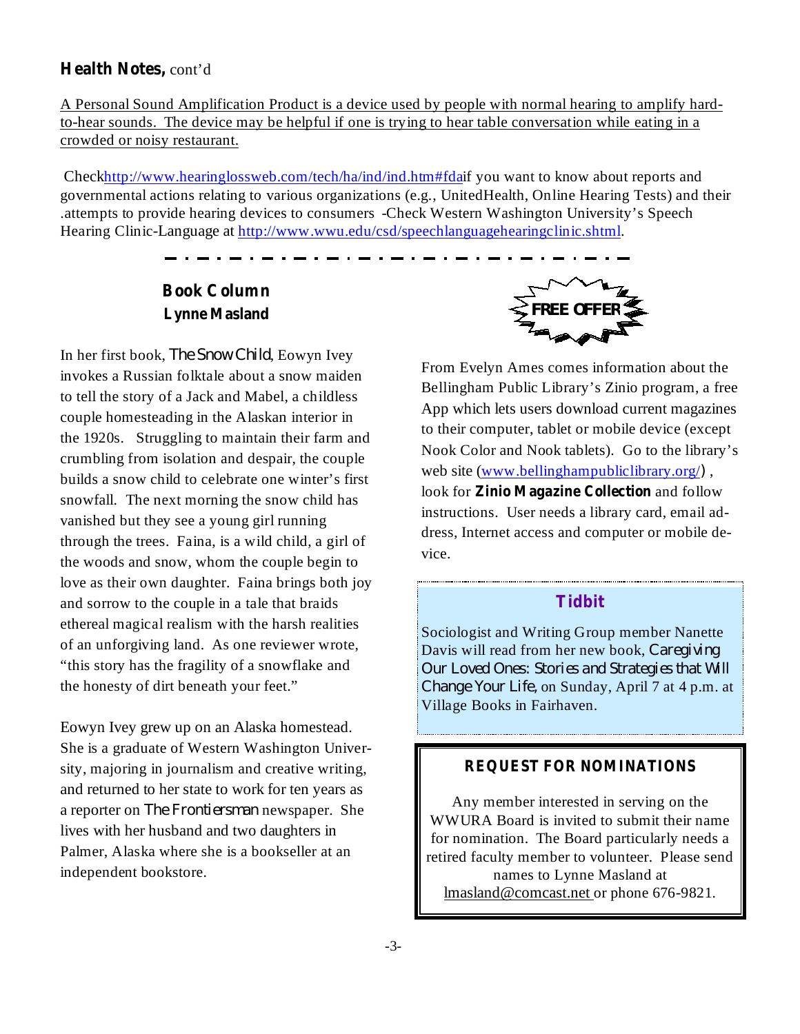**Health Notes,** cont'd

A Personal Sound Amplification Product is a device used by people with normal hearing to amplify hard-to-hear sounds. The device may be helpful if one is trying to hear table conversation while eating in a crowded or noisy restaurant.

Checkhttp://www.hearinglossweb.com/tech/ha/ind/ind.htm#fdaif you want to know about reports and governmental actions relating to various organizations (e.g., UnitedHealth, Online Hearing Tests) and their .attempts to provide hearing devices to consumers -Check Western Washington University's Speech Hearing Clinic-Language at http://www.wwu.edu/csd/speechlanguagehearingclinic.shtml.

## Book Column
**Lynne Masland**

In her first book, *The Snow Child*, Eowyn Ivey invokes a Russian folktale about a snow maiden to tell the story of a Jack and Mabel, a childless couple homesteading in the Alaskan interior in the 1920s. Struggling to maintain their farm and crumbling from isolation and despair, the couple builds a snow child to celebrate one winter's first snowfall. The next morning the snow child has vanished but they see a young girl running through the trees. Faina, is a wild child, a girl of the woods and snow, whom the couple begin to love as their own daughter. Faina brings both joy and sorrow to the couple in a tale that braids ethereal magical realism with the harsh realities of an unforgiving land. As one reviewer wrote, "this story has the fragility of a snowflake and the honesty of dirt beneath your feet."

Eowyn Ivey grew up on an Alaska homestead. She is a graduate of Western Washington University, majoring in journalism and creative writing, and returned to her state to work for ten years as a reporter on *The Frontiersman* newspaper. She lives with her husband and two daughters in Palmer, Alaska where she is a bookseller at an independent bookstore.

**FREE OFFER**

From Evelyn Ames comes information about the Bellingham Public Library's Zinio program, a free App which lets users download current magazines to their computer, tablet or mobile device (except Nook Color and Nook tablets). Go to the library's web site (www.bellinghampubliclibrary.org/) , look for **Zinio Magazine Collection** and follow instructions. User needs a library card, email address, Internet access and computer or mobile device.

## Tidbit

Sociologist and Writing Group member Nanette Davis will read from her new book, *Caregiving Our Loved Ones: Stories and Strategies that Will Change Your Life*, on Sunday, April 7 at 4 p.m. at Village Books in Fairhaven.

## REQUEST FOR NOMINATIONS

Any member interested in serving on the WWURA Board is invited to submit their name for nomination. The Board particularly needs a retired faculty member to volunteer. Please send names to Lynne Masland at lmasland@comcast.net or phone 676-9821.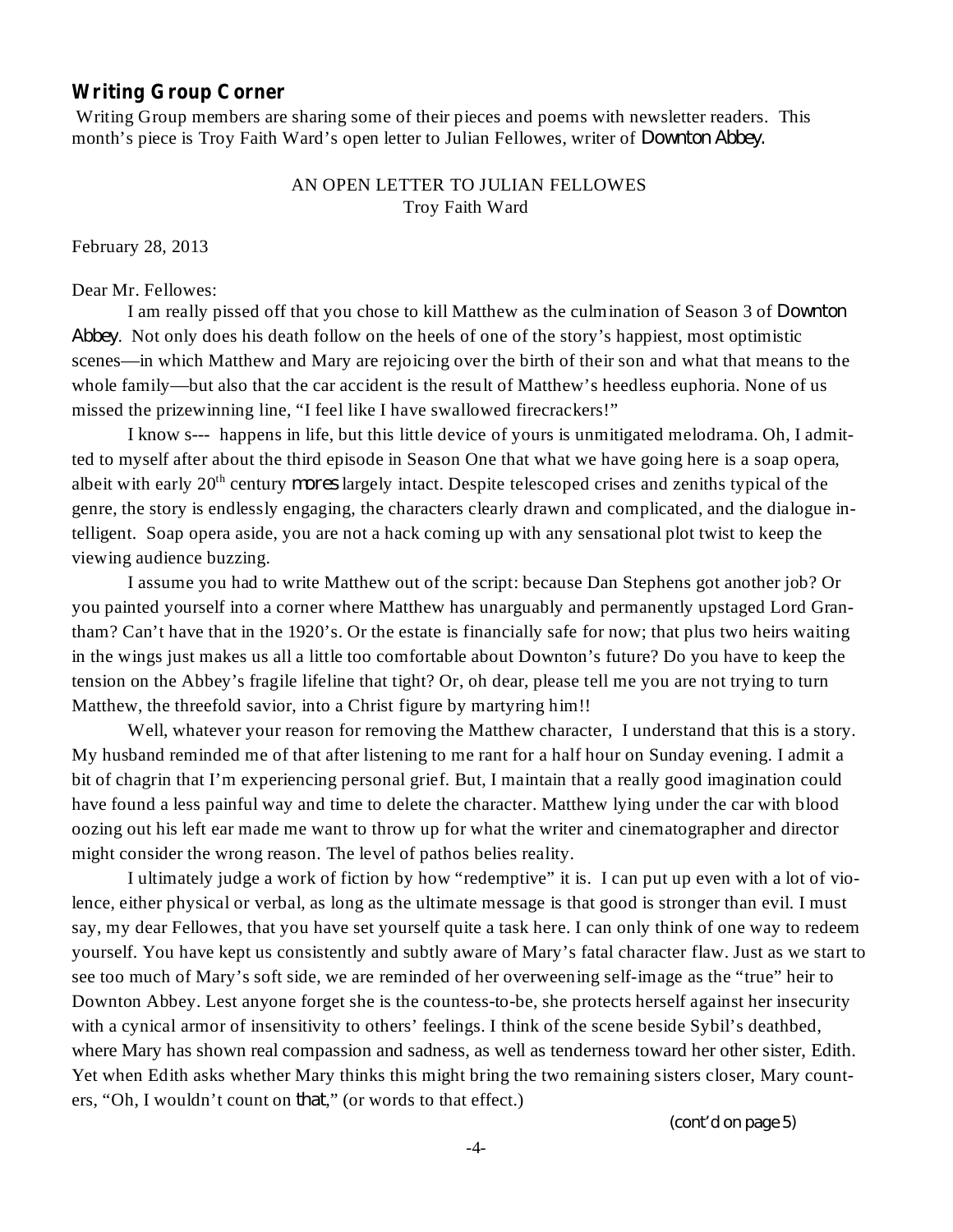## Writing Group Corner

Writing Group members are sharing some of their pieces and poems with newsletter readers. This month's piece is Troy Faith Ward's open letter to Julian Fellowes, writer of *Downton Abbey.*

AN OPEN LETTER TO JULIAN FELLOWES
Troy Faith Ward

February 28, 2013

Dear Mr. Fellowes:

I am really pissed off that you chose to kill Matthew as the culmination of Season 3 of *Downton Abbey*. Not only does his death follow on the heels of one of the story's happiest, most optimistic scenes—in which Matthew and Mary are rejoicing over the birth of their son and what that means to the whole family—but also that the car accident is the result of Matthew's heedless euphoria. None of us missed the prizewinning line, "I feel like I have swallowed firecrackers!"

I know s--- happens in life, but this little device of yours is unmitigated melodrama. Oh, I admitted to myself after about the third episode in Season One that what we have going here is a soap opera, albeit with early 20th century *mores* largely intact. Despite telescoped crises and zeniths typical of the genre, the story is endlessly engaging, the characters clearly drawn and complicated, and the dialogue intelligent. Soap opera aside, you are not a hack coming up with any sensational plot twist to keep the viewing audience buzzing.

I assume you had to write Matthew out of the script: because Dan Stephens got another job? Or you painted yourself into a corner where Matthew has unarguably and permanently upstaged Lord Grantham? Can't have that in the 1920's. Or the estate is financially safe for now; that plus two heirs waiting in the wings just makes us all a little too comfortable about Downton's future? Do you have to keep the tension on the Abbey's fragile lifeline that tight? Or, oh dear, please tell me you are not trying to turn Matthew, the threefold savior, into a Christ figure by martyring him!!

Well, whatever your reason for removing the Matthew character, I understand that this is a story. My husband reminded me of that after listening to me rant for a half hour on Sunday evening. I admit a bit of chagrin that I'm experiencing personal grief. But, I maintain that a really good imagination could have found a less painful way and time to delete the character. Matthew lying under the car with blood oozing out his left ear made me want to throw up for what the writer and cinematographer and director might consider the wrong reason. The level of pathos belies reality.

I ultimately judge a work of fiction by how "redemptive" it is. I can put up even with a lot of violence, either physical or verbal, as long as the ultimate message is that good is stronger than evil. I must say, my dear Fellowes, that you have set yourself quite a task here. I can only think of one way to redeem yourself. You have kept us consistently and subtly aware of Mary's fatal character flaw. Just as we start to see too much of Mary's soft side, we are reminded of her overweening self-image as the "true" heir to Downton Abbey. Lest anyone forget she is the countess-to-be, she protects herself against her insecurity with a cynical armor of insensitivity to others' feelings. I think of the scene beside Sybil's deathbed, where Mary has shown real compassion and sadness, as well as tenderness toward her other sister, Edith. Yet when Edith asks whether Mary thinks this might bring the two remaining sisters closer, Mary counters, "Oh, I wouldn't count on *that*," (or words to that effect.)

*(cont'd on page 5)*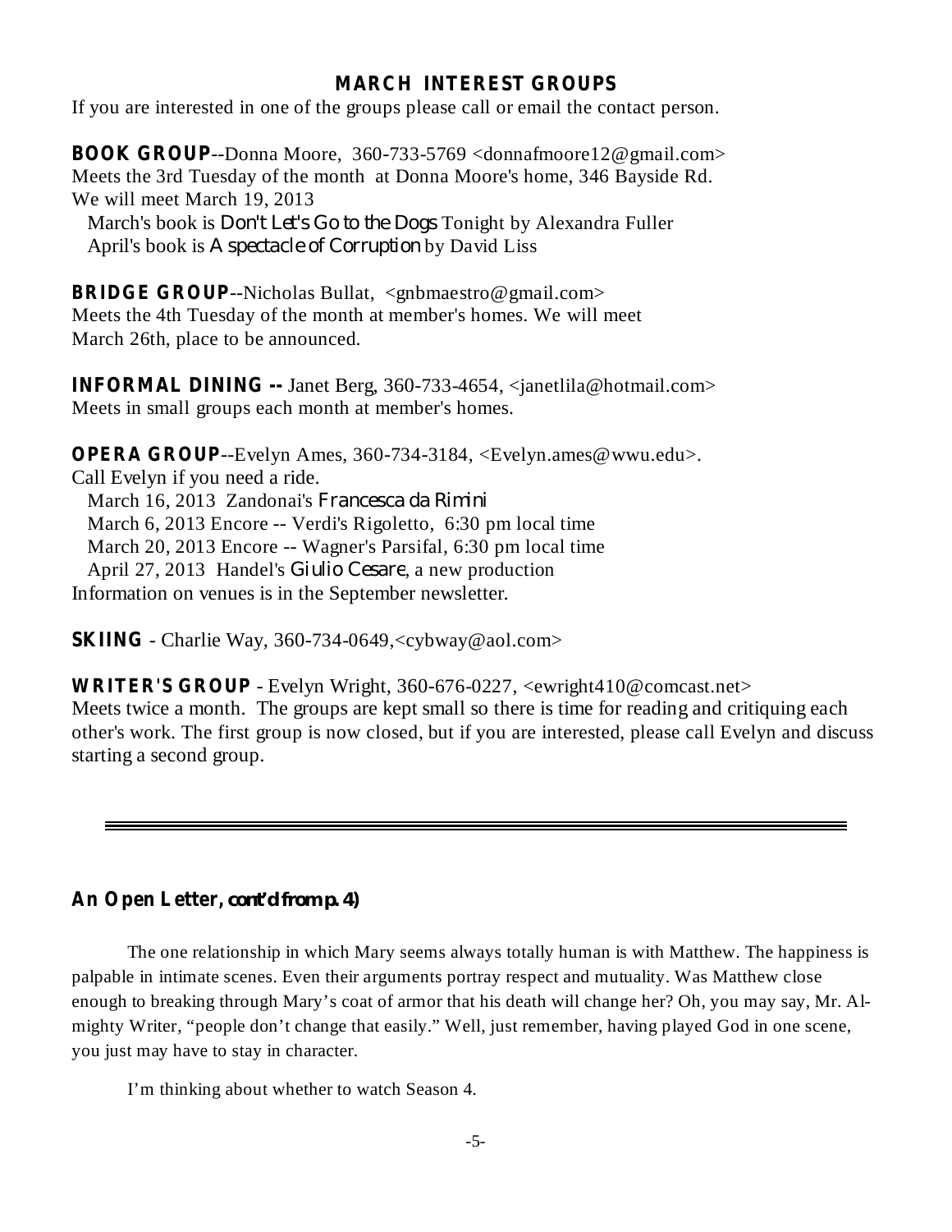## MARCH INTEREST GROUPS

If you are interested in one of the groups please call or email the contact person.

**BOOK GROUP**--Donna Moore, 360-733-5769 <donnafmoore12@gmail.com>
Meets the 3rd Tuesday of the month at Donna Moore's home, 346 Bayside Rd.
We will meet March 19, 2013
March's book is *Don't Let's Go to the Dogs* Tonight by Alexandra Fuller
April's book is *A spectacle of Corruption* by David Liss

**BRIDGE GROUP**--Nicholas Bullat, <gnbmaestro@gmail.com>
Meets the 4th Tuesday of the month at member's homes. We will meet March 26th, place to be announced.

**INFORMAL DINING --** Janet Berg, 360-733-4654, <janetlila@hotmail.com>
Meets in small groups each month at member's homes.

**OPERA GROUP**--Evelyn Ames, 360-734-3184, <Evelyn.ames@wwu.edu>.
Call Evelyn if you need a ride.
March 16, 2013 Zandonai's *Francesca da Rimini*
March 6, 2013 Encore -- Verdi's Rigoletto, 6:30 pm local time
March 20, 2013 Encore -- Wagner's Parsifal, 6:30 pm local time
April 27, 2013 Handel's *Giulio Cesare*, a new production
Information on venues is in the September newsletter.

**SKIING** - Charlie Way, 360-734-0649,<cybway@aol.com>

**WRITER'S GROUP** - Evelyn Wright, 360-676-0227, <ewright410@comcast.net>
Meets twice a month. The groups are kept small so there is time for reading and critiquing each other's work. The first group is now closed, but if you are interested, please call Evelyn and discuss starting a second group.

---

**An Open Letter, *cont'd from p. 4)***

The one relationship in which Mary seems always totally human is with Matthew. The happiness is palpable in intimate scenes. Even their arguments portray respect and mutuality. Was Matthew close enough to breaking through Mary's coat of armor that his death will change her? Oh, you may say, Mr. Almighty Writer, "people don't change that easily." Well, just remember, having played God in one scene, you just may have to stay in character.

I'm thinking about whether to watch Season 4.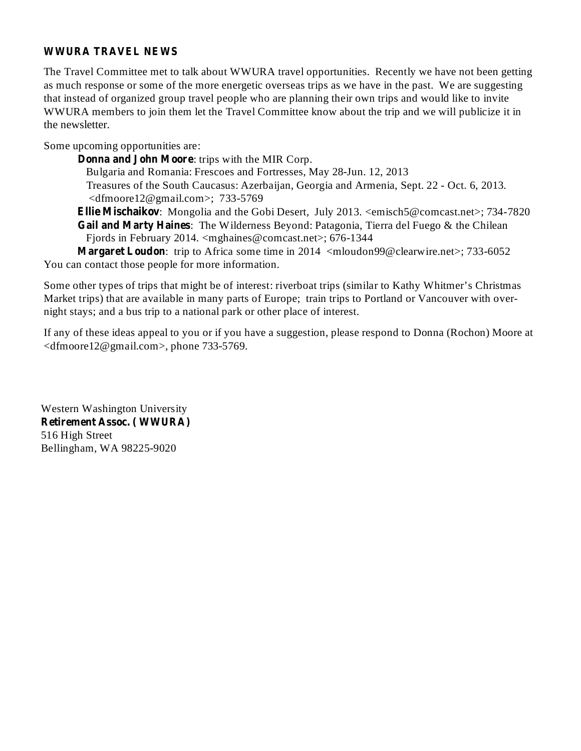## WWURA TRAVEL NEWS

The Travel Committee met to talk about WWURA travel opportunities. Recently we have not been getting as much response or some of the more energetic overseas trips as we have in the past. We are suggesting that instead of organized group travel people who are planning their own trips and would like to invite WWURA members to join them let the Travel Committee know about the trip and we will publicize it in the newsletter.

Some upcoming opportunities are:

> **Donna and John Moore**: trips with the MIR Corp.
> Bulgaria and Romania: Frescoes and Fortresses, May 28-Jun. 12, 2013
> Treasures of the South Caucasus: Azerbaijan, Georgia and Armenia, Sept. 22 - Oct. 6, 2013. <dfmoore12@gmail.com>; 733-5769
>
> **Ellie Mischaikov**: Mongolia and the Gobi Desert, July 2013. <emisch5@comcast.net>; 734-7820
>
> **Gail and Marty Haines**: The Wilderness Beyond: Patagonia, Tierra del Fuego & the Chilean Fjords in February 2014. <mghaines@comcast.net>; 676-1344
>
> **Margaret Loudon**: trip to Africa some time in 2014 <mloudon99@clearwire.net>; 733-6052

You can contact those people for more information.

Some other types of trips that might be of interest: riverboat trips (similar to Kathy Whitmer's Christmas Market trips) that are available in many parts of Europe; train trips to Portland or Vancouver with overnight stays; and a bus trip to a national park or other place of interest.

If any of these ideas appeal to you or if you have a suggestion, please respond to Donna (Rochon) Moore at <dfmoore12@gmail.com>, phone 733-5769.

Western Washington University
**Retirement Assoc. ( WWURA)**
516 High Street
Bellingham, WA 98225-9020